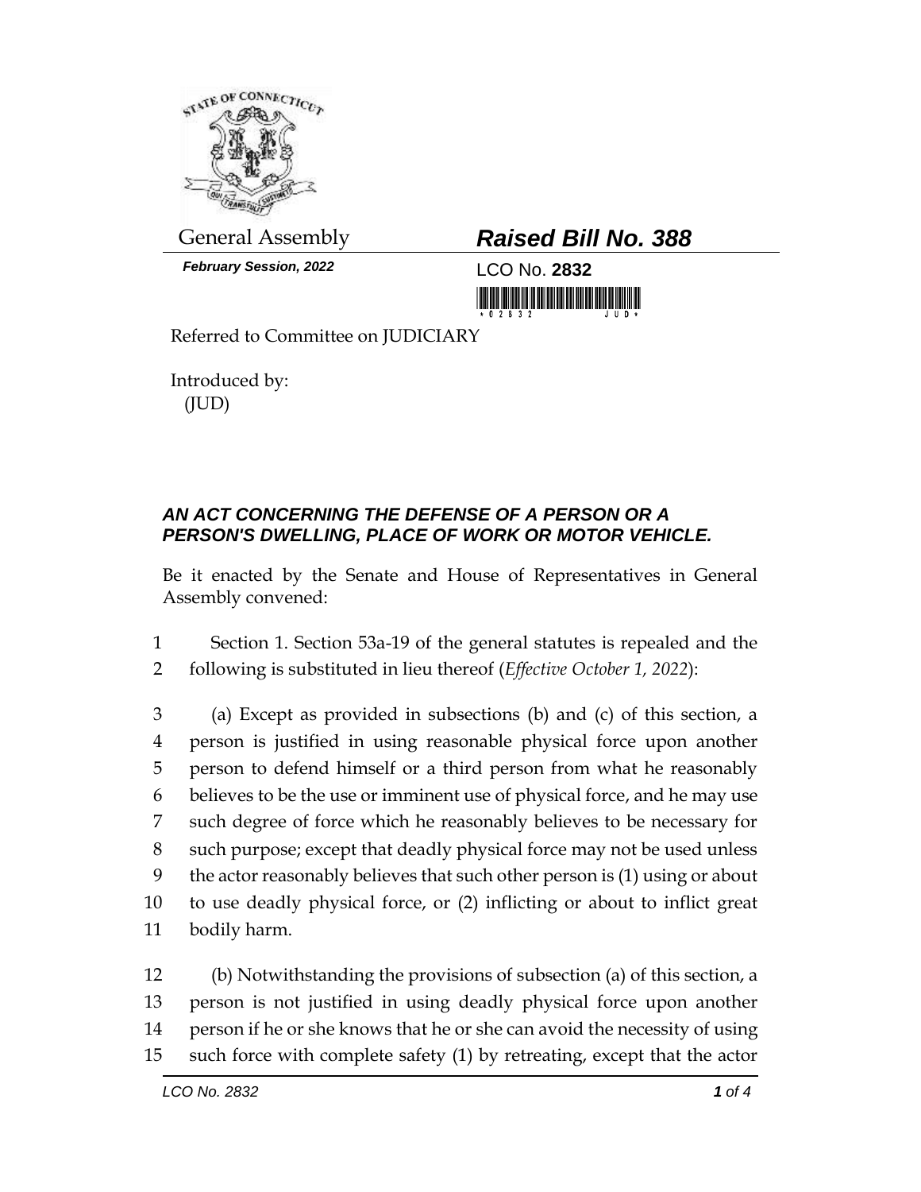General Assembly

***February Session, 2022***

# *Raised Bill No. 388*

LCO No. **2832**

Referred to Committee on JUDICIARY

Introduced by:
(JUD)

## *AN ACT CONCERNING THE DEFENSE OF A PERSON OR A PERSON'S DWELLING, PLACE OF WORK OR MOTOR VEHICLE.*

Be it enacted by the Senate and House of Representatives in General Assembly convened:

1 Section 1. Section 53a-19 of the general statutes is repealed and the
2 following is substituted in lieu thereof (*Effective October 1, 2022*):

3 (a) Except as provided in subsections (b) and (c) of this section, a
4 person is justified in using reasonable physical force upon another
5 person to defend himself or a third person from what he reasonably
6 believes to be the use or imminent use of physical force, and he may use
7 such degree of force which he reasonably believes to be necessary for
8 such purpose; except that deadly physical force may not be used unless
9 the actor reasonably believes that such other person is (1) using or about
10 to use deadly physical force, or (2) inflicting or about to inflict great
11 bodily harm.

12 (b) Notwithstanding the provisions of subsection (a) of this section, a
13 person is not justified in using deadly physical force upon another
14 person if he or she knows that he or she can avoid the necessity of using
15 such force with complete safety (1) by retreating, except that the actor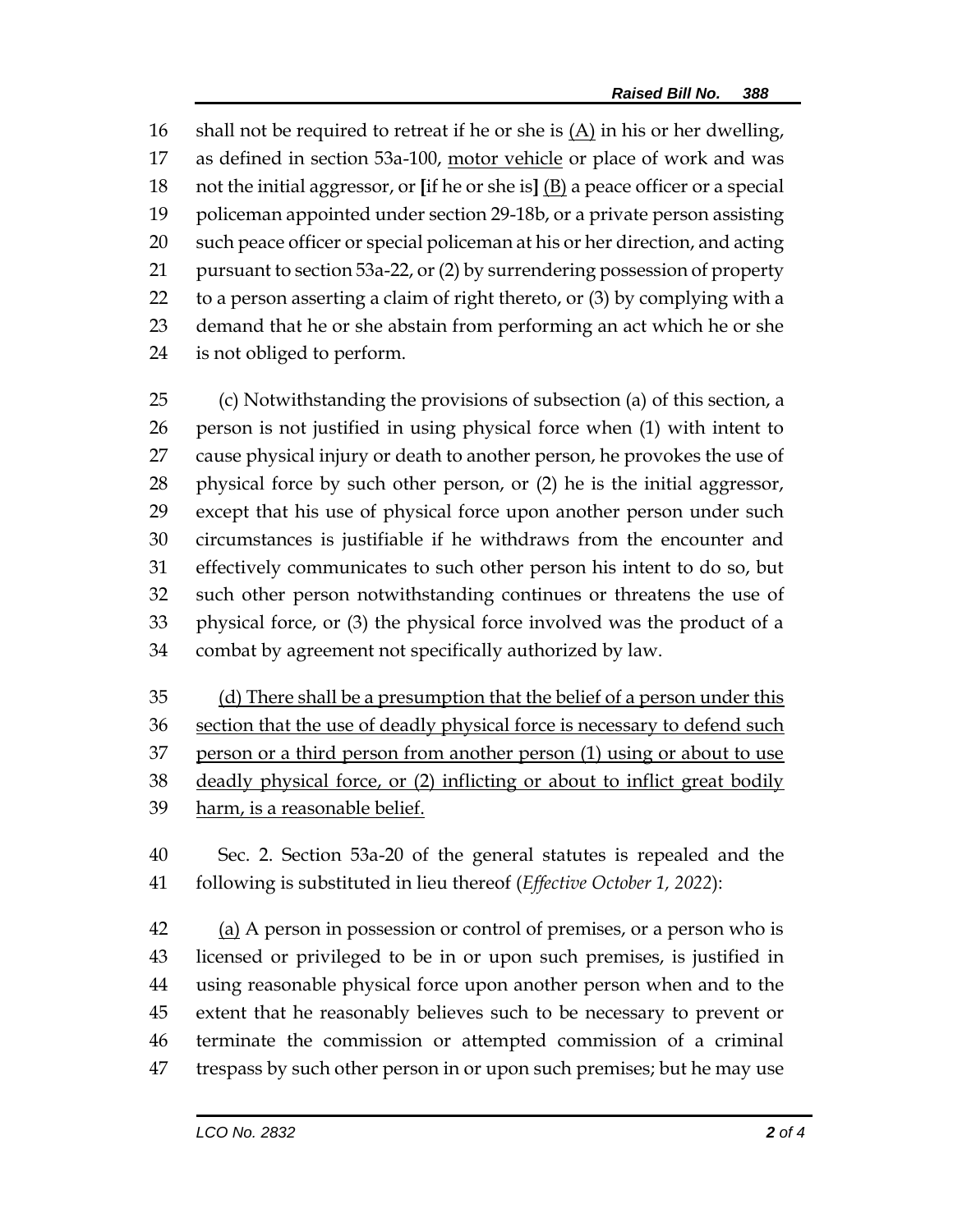shall not be required to retreat if he or she is <u>(A)</u> in his or her dwelling, as defined in section 53a-100, <u>motor vehicle</u> or place of work and was not the initial aggressor, or **[**if he or she is**]** <u>(B)</u> a peace officer or a special policeman appointed under section 29-18b, or a private person assisting such peace officer or special policeman at his or her direction, and acting pursuant to section 53a-22, or (2) by surrendering possession of property to a person asserting a claim of right thereto, or (3) by complying with a demand that he or she abstain from performing an act which he or she is not obliged to perform.

(c) Notwithstanding the provisions of subsection (a) of this section, a person is not justified in using physical force when (1) with intent to cause physical injury or death to another person, he provokes the use of physical force by such other person, or (2) he is the initial aggressor, except that his use of physical force upon another person under such circumstances is justifiable if he withdraws from the encounter and effectively communicates to such other person his intent to do so, but such other person notwithstanding continues or threatens the use of physical force, or (3) the physical force involved was the product of a combat by agreement not specifically authorized by law.

<u>(d) There shall be a presumption that the belief of a person under this section that the use of deadly physical force is necessary to defend such person or a third person from another person (1) using or about to use deadly physical force, or (2) inflicting or about to inflict great bodily harm, is a reasonable belief.</u>

Sec. 2. Section 53a-20 of the general statutes is repealed and the following is substituted in lieu thereof (*Effective October 1, 2022*):

<u>(a)</u> A person in possession or control of premises, or a person who is licensed or privileged to be in or upon such premises, is justified in using reasonable physical force upon another person when and to the extent that he reasonably believes such to be necessary to prevent or terminate the commission or attempted commission of a criminal trespass by such other person in or upon such premises; but he may use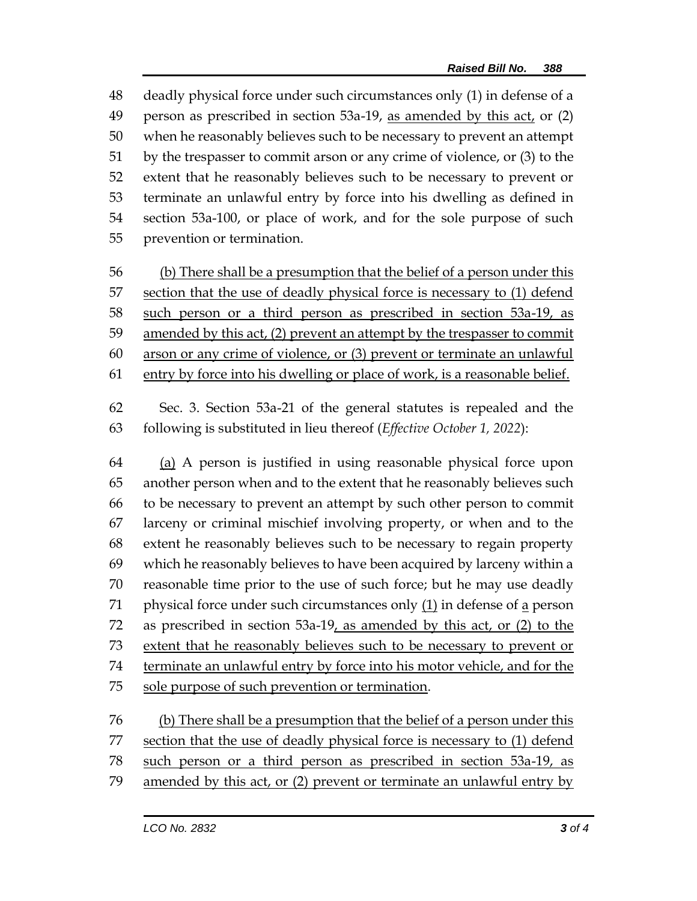48 deadly physical force under such circumstances only (1) in defense of a
49 person as prescribed in section 53a-19, <u>as amended by this act,</u> or (2)
50 when he reasonably believes such to be necessary to prevent an attempt
51 by the trespasser to commit arson or any crime of violence, or (3) to the
52 extent that he reasonably believes such to be necessary to prevent or
53 terminate an unlawful entry by force into his dwelling as defined in
54 section 53a-100, or place of work, and for the sole purpose of such
55 prevention or termination.

56 <u>(b) There shall be a presumption that the belief of a person under this</u>
57 <u>section that the use of deadly physical force is necessary to (1) defend</u>
58 <u>such person or a third person as prescribed in section 53a-19, as</u>
59 <u>amended by this act, (2) prevent an attempt by the trespasser to commit</u>
60 <u>arson or any crime of violence, or (3) prevent or terminate an unlawful</u>
61 <u>entry by force into his dwelling or place of work, is a reasonable belief.</u>

62 Sec. 3. Section 53a-21 of the general statutes is repealed and the
63 following is substituted in lieu thereof (*Effective October 1, 2022*):

64 <u>(a)</u> A person is justified in using reasonable physical force upon
65 another person when and to the extent that he reasonably believes such
66 to be necessary to prevent an attempt by such other person to commit
67 larceny or criminal mischief involving property, or when and to the
68 extent he reasonably believes such to be necessary to regain property
69 which he reasonably believes to have been acquired by larceny within a
70 reasonable time prior to the use of such force; but he may use deadly
71 physical force under such circumstances only <u>(1)</u> in defense of <u>a</u> person
72 as prescribed in section 53a-19<u>, as amended by this act, or (2) to the</u>
73 <u>extent that he reasonably believes such to be necessary to prevent or</u>
74 <u>terminate an unlawful entry by force into his motor vehicle, and for the</u>
75 <u>sole purpose of such prevention or termination</u>.

76 <u>(b) There shall be a presumption that the belief of a person under this</u>
77 <u>section that the use of deadly physical force is necessary to (1) defend</u>
78 <u>such person or a third person as prescribed in section 53a-19, as</u>
79 <u>amended by this act, or (2) prevent or terminate an unlawful entry by</u>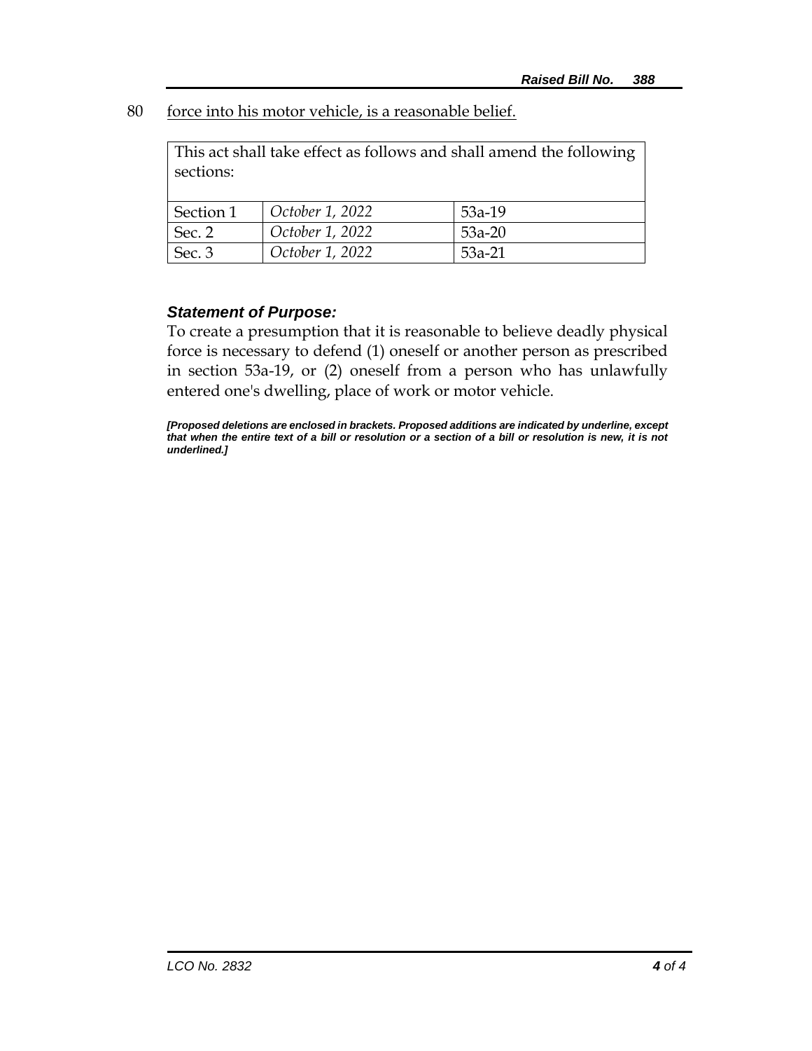80 force into his motor vehicle, is a reasonable belief.

| This act shall take effect as follows and shall amend the following sections: | | |
|---|---|---|
| Section 1 | *October 1, 2022* | 53a-19 |
| Sec. 2 | *October 1, 2022* | 53a-20 |
| Sec. 3 | *October 1, 2022* | 53a-21 |

### *Statement of Purpose:*

To create a presumption that it is reasonable to believe deadly physical force is necessary to defend (1) oneself or another person as prescribed in section 53a-19, or (2) oneself from a person who has unlawfully entered one's dwelling, place of work or motor vehicle.

***[Proposed deletions are enclosed in brackets. Proposed additions are indicated by underline, except that when the entire text of a bill or resolution or a section of a bill or resolution is new, it is not underlined.]***